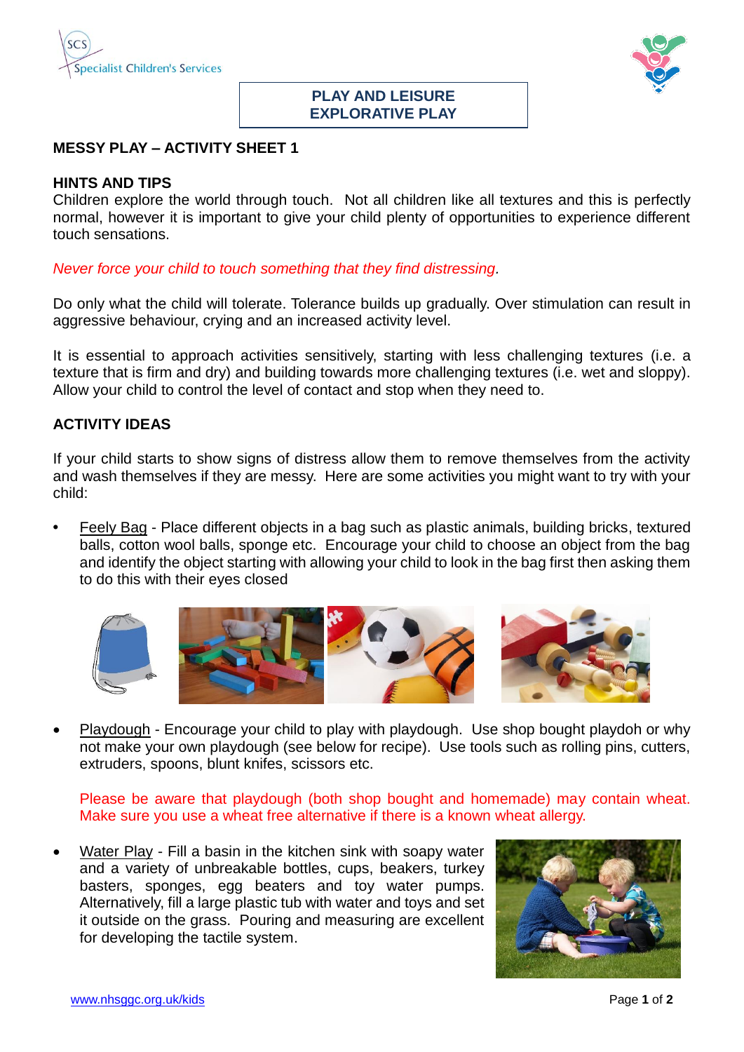Specialist Children's Services

**PLAY AND LEISURE**
**EXPLORATIVE PLAY**

## MESSY PLAY – ACTIVITY SHEET 1

### HINTS AND TIPS

Children explore the world through touch. Not all children like all textures and this is perfectly normal, however it is important to give your child plenty of opportunities to experience different touch sensations.

*Never force your child to touch something that they find distressing.*

Do only what the child will tolerate. Tolerance builds up gradually. Over stimulation can result in aggressive behaviour, crying and an increased activity level.

It is essential to approach activities sensitively, starting with less challenging textures (i.e. a texture that is firm and dry) and building towards more challenging textures (i.e. wet and sloppy). Allow your child to control the level of contact and stop when they need to.

### ACTIVITY IDEAS

If your child starts to show signs of distress allow them to remove themselves from the activity and wash themselves if they are messy. Here are some activities you might want to try with your child:

- Feely Bag - Place different objects in a bag such as plastic animals, building bricks, textured balls, cotton wool balls, sponge etc. Encourage your child to choose an object from the bag and identify the object starting with allowing your child to look in the bag first then asking them to do this with their eyes closed

- Playdough - Encourage your child to play with playdough. Use shop bought playdoh or why not make your own playdough (see below for recipe). Use tools such as rolling pins, cutters, extruders, spoons, blunt knifes, scissors etc.

  Please be aware that playdough (both shop bought and homemade) may contain wheat. Make sure you use a wheat free alternative if there is a known wheat allergy.

- Water Play - Fill a basin in the kitchen sink with soapy water and a variety of unbreakable bottles, cups, beakers, turkey basters, sponges, egg beaters and toy water pumps. Alternatively, fill a large plastic tub with water and toys and set it outside on the grass. Pouring and measuring are excellent for developing the tactile system.

www.nhsggc.org.uk/kids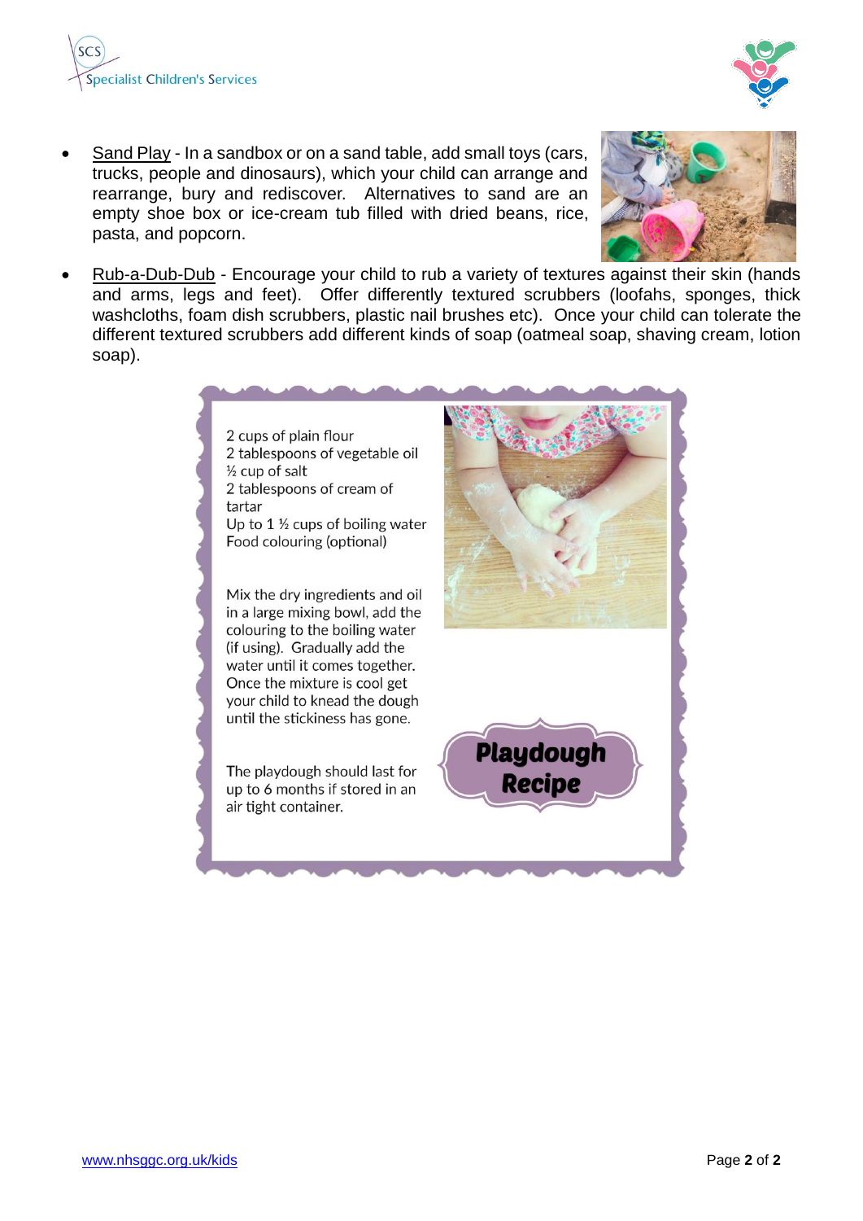- <u>Sand Play</u> - In a sandbox or on a sand table, add small toys (cars, trucks, people and dinosaurs), which your child can arrange and rearrange, bury and rediscover. Alternatives to sand are an empty shoe box or ice-cream tub filled with dried beans, rice, pasta, and popcorn.
- <u>Rub-a-Dub-Dub</u> - Encourage your child to rub a variety of textures against their skin (hands and arms, legs and feet). Offer differently textured scrubbers (loofahs, sponges, thick washcloths, foam dish scrubbers, plastic nail brushes etc). Once your child can tolerate the different textured scrubbers add different kinds of soap (oatmeal soap, shaving cream, lotion soap).

## Playdough Recipe

2 cups of plain flour
2 tablespoons of vegetable oil
½ cup of salt
2 tablespoons of cream of tartar
Up to 1 ½ cups of boiling water
Food colouring (optional)

Mix the dry ingredients and oil in a large mixing bowl, add the colouring to the boiling water (if using). Gradually add the water until it comes together. Once the mixture is cool get your child to knead the dough until the stickiness has gone.

The playdough should last for up to 6 months if stored in an air tight container.

www.nhsggc.org.uk/kids